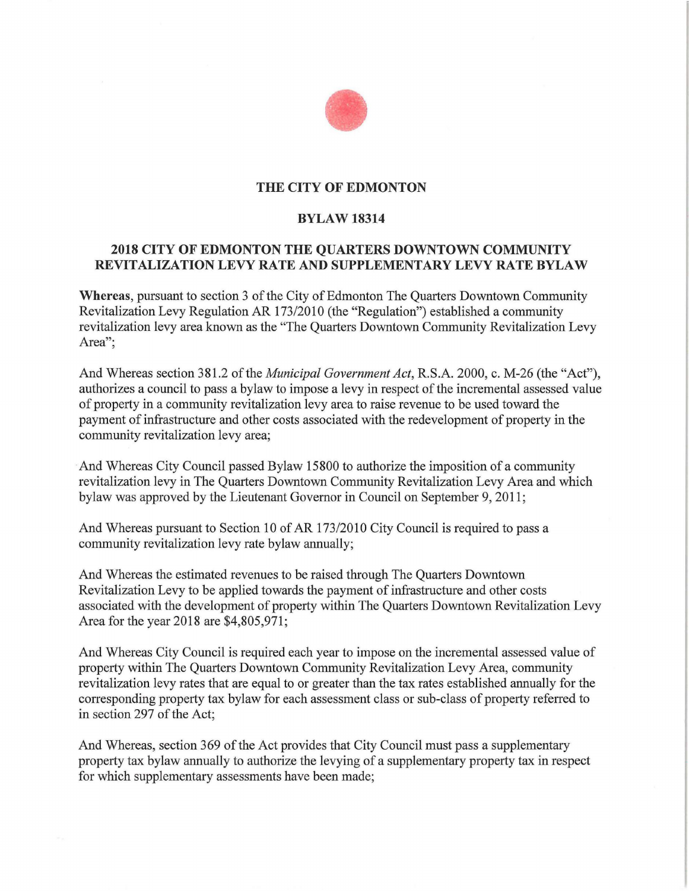# THE CITY OF EDMONTON

## BYLAW 18314

## 2018 CITY OF EDMONTON THE QUARTERS DOWNTOWN COMMUNITY REVITALIZATION LEVY RATE AND SUPPLEMENTARY LEVY RATE BYLAW

**Whereas**, pursuant to section 3 of the City of Edmonton The Quarters Downtown Community Revitalization Levy Regulation AR 173/2010 (the "Regulation") established a community revitalization levy area known as the "The Quarters Downtown Community Revitalization Levy Area";

And Whereas section 381.2 of the *Municipal Government Act*, R.S.A. 2000, c. M-26 (the "Act"), authorizes a council to pass a bylaw to impose a levy in respect of the incremental assessed value of property in a community revitalization levy area to raise revenue to be used toward the payment of infrastructure and other costs associated with the redevelopment of property in the community revitalization levy area;

And Whereas City Council passed Bylaw 15800 to authorize the imposition of a community revitalization levy in The Quarters Downtown Community Revitalization Levy Area and which bylaw was approved by the Lieutenant Governor in Council on September 9, 2011;

And Whereas pursuant to Section 10 of AR 173/2010 City Council is required to pass a community revitalization levy rate bylaw annually;

And Whereas the estimated revenues to be raised through The Quarters Downtown Revitalization Levy to be applied towards the payment of infrastructure and other costs associated with the development of property within The Quarters Downtown Revitalization Levy Area for the year 2018 are $4,805,971;

And Whereas City Council is required each year to impose on the incremental assessed value of property within The Quarters Downtown Community Revitalization Levy Area, community revitalization levy rates that are equal to or greater than the tax rates established annually for the corresponding property tax bylaw for each assessment class or sub-class of property referred to in section 297 of the Act;

And Whereas, section 369 of the Act provides that City Council must pass a supplementary property tax bylaw annually to authorize the levying of a supplementary property tax in respect for which supplementary assessments have been made;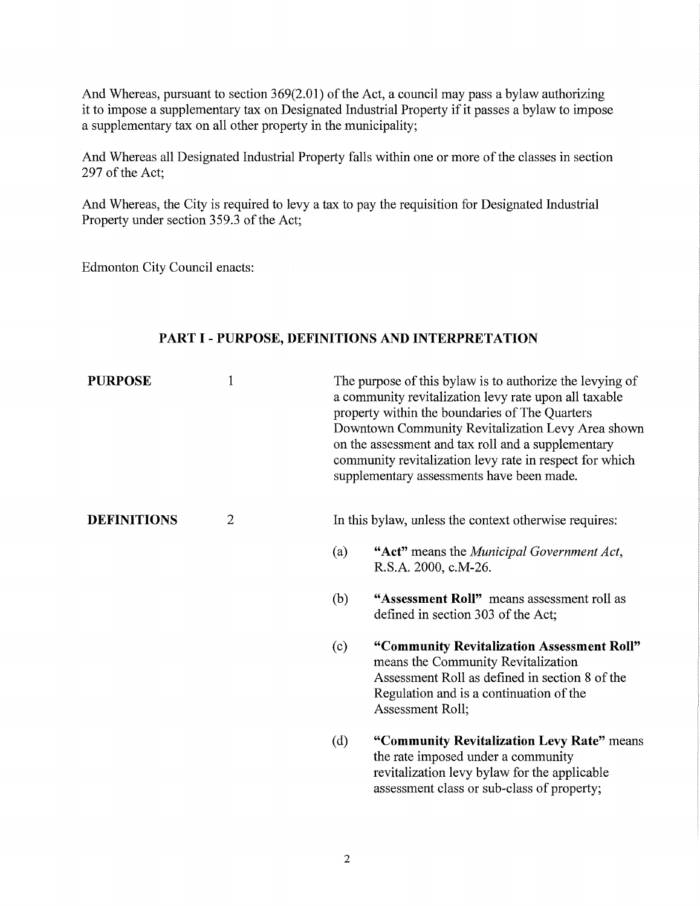And Whereas, pursuant to section 369(2.01) of the Act, a council may pass a bylaw authorizing it to impose a supplementary tax on Designated Industrial Property if it passes a bylaw to impose a supplementary tax on all other property in the municipality;

And Whereas all Designated Industrial Property falls within one or more of the classes in section 297 of the Act;

And Whereas, the City is required to levy a tax to pay the requisition for Designated Industrial Property under section 359.3 of the Act;

Edmonton City Council enacts:

## PART I - PURPOSE, DEFINITIONS AND INTERPRETATION

**PURPOSE** 1 The purpose of this bylaw is to authorize the levying of a community revitalization levy rate upon all taxable property within the boundaries of The Quarters Downtown Community Revitalization Levy Area shown on the assessment and tax roll and a supplementary community revitalization levy rate in respect for which supplementary assessments have been made.

**DEFINITIONS** 2 In this bylaw, unless the context otherwise requires:

(a) **"Act"** means the *Municipal Government Act*, R.S.A. 2000, c.M-26.

(b) **"Assessment Roll"** means assessment roll as defined in section 303 of the Act;

(c) **"Community Revitalization Assessment Roll"** means the Community Revitalization Assessment Roll as defined in section 8 of the Regulation and is a continuation of the Assessment Roll;

(d) **"Community Revitalization Levy Rate"** means the rate imposed under a community revitalization levy bylaw for the applicable assessment class or sub-class of property;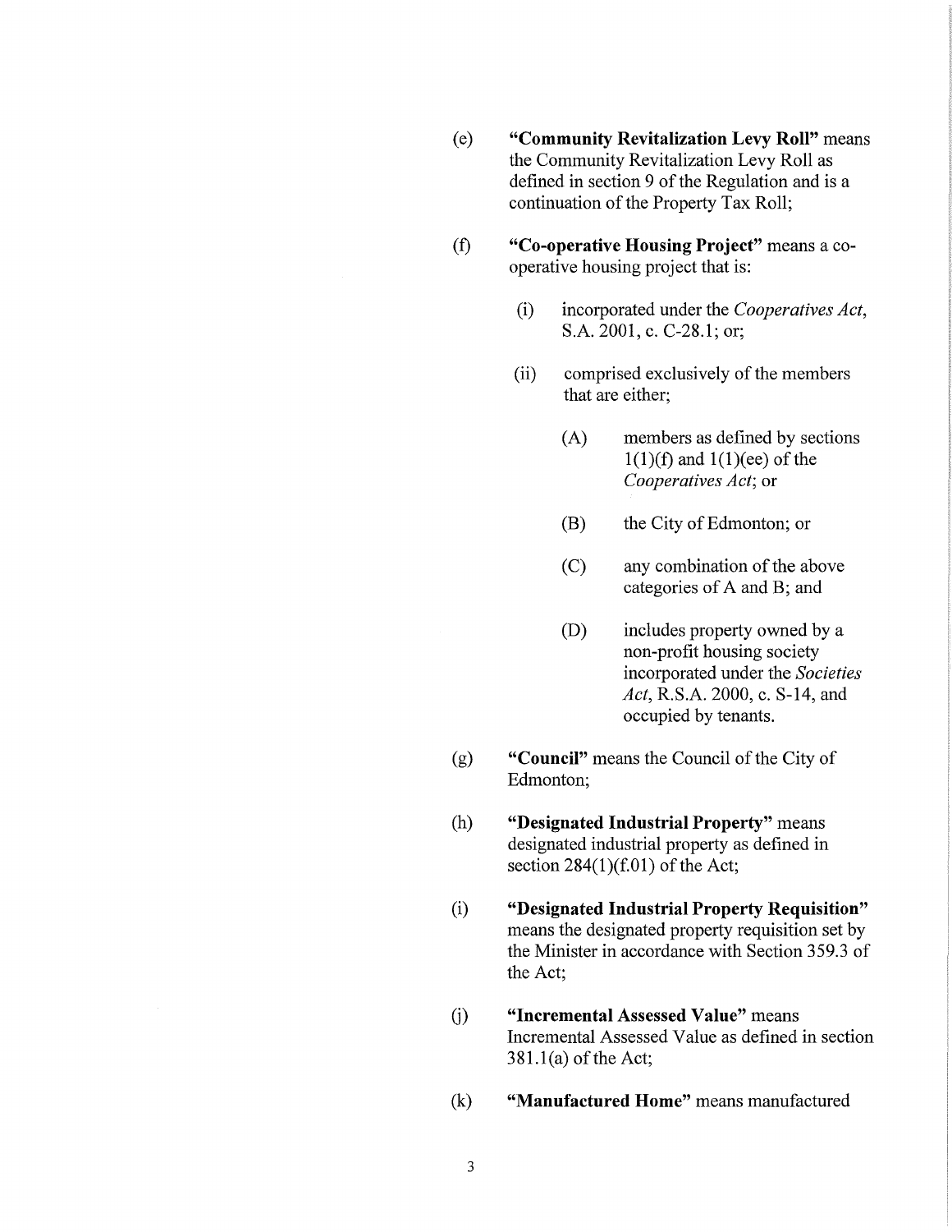(e) **"Community Revitalization Levy Roll"** means the Community Revitalization Levy Roll as defined in section 9 of the Regulation and is a continuation of the Property Tax Roll;

(f) **"Co-operative Housing Project"** means a co-operative housing project that is:

  (i) incorporated under the *Cooperatives Act*, S.A. 2001, c. C-28.1; or;

  (ii) comprised exclusively of the members that are either;

    (A) members as defined by sections 1(1)(f) and 1(1)(ee) of the *Cooperatives Act*; or

    (B) the City of Edmonton; or

    (C) any combination of the above categories of A and B; and

    (D) includes property owned by a non-profit housing society incorporated under the *Societies Act*, R.S.A. 2000, c. S-14, and occupied by tenants.

(g) **"Council"** means the Council of the City of Edmonton;

(h) **"Designated Industrial Property"** means designated industrial property as defined in section 284(1)(f.01) of the Act;

(i) **"Designated Industrial Property Requisition"** means the designated property requisition set by the Minister in accordance with Section 359.3 of the Act;

(j) **"Incremental Assessed Value"** means Incremental Assessed Value as defined in section 381.1(a) of the Act;

(k) **"Manufactured Home"** means manufactured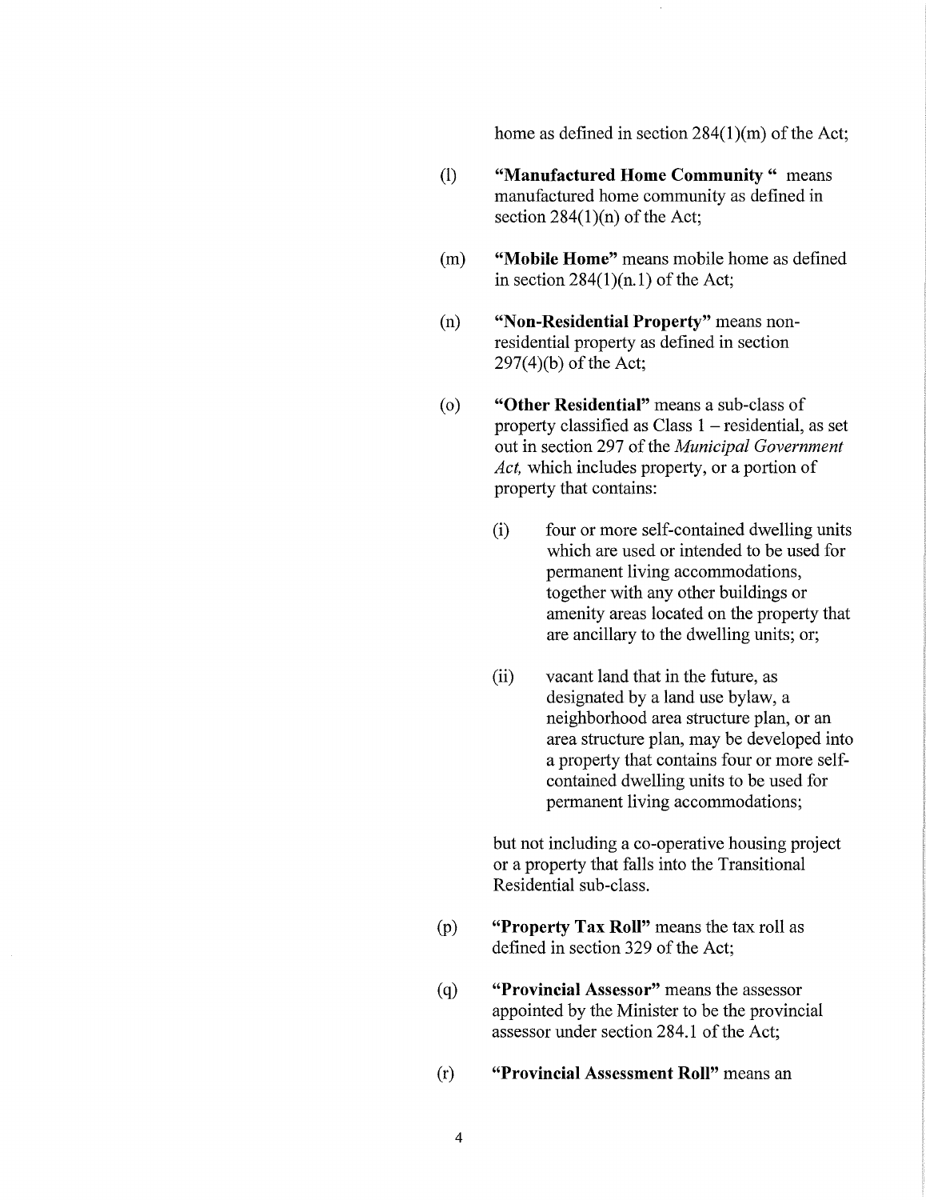home as defined in section 284(1)(m) of the Act;

(l) **"Manufactured Home Community "** means manufactured home community as defined in section 284(1)(n) of the Act;

(m) **"Mobile Home"** means mobile home as defined in section 284(1)(n.1) of the Act;

(n) **"Non-Residential Property"** means non-residential property as defined in section 297(4)(b) of the Act;

(o) **"Other Residential"** means a sub-class of property classified as Class 1 – residential, as set out in section 297 of the *Municipal Government Act,* which includes property, or a portion of property that contains:

   (i) four or more self-contained dwelling units which are used or intended to be used for permanent living accommodations, together with any other buildings or amenity areas located on the property that are ancillary to the dwelling units; or;

   (ii) vacant land that in the future, as designated by a land use bylaw, a neighborhood area structure plan, or an area structure plan, may be developed into a property that contains four or more self-contained dwelling units to be used for permanent living accommodations;

   but not including a co-operative housing project or a property that falls into the Transitional Residential sub-class.

(p) **"Property Tax Roll"** means the tax roll as defined in section 329 of the Act;

(q) **"Provincial Assessor"** means the assessor appointed by the Minister to be the provincial assessor under section 284.1 of the Act;

(r) **"Provincial Assessment Roll"** means an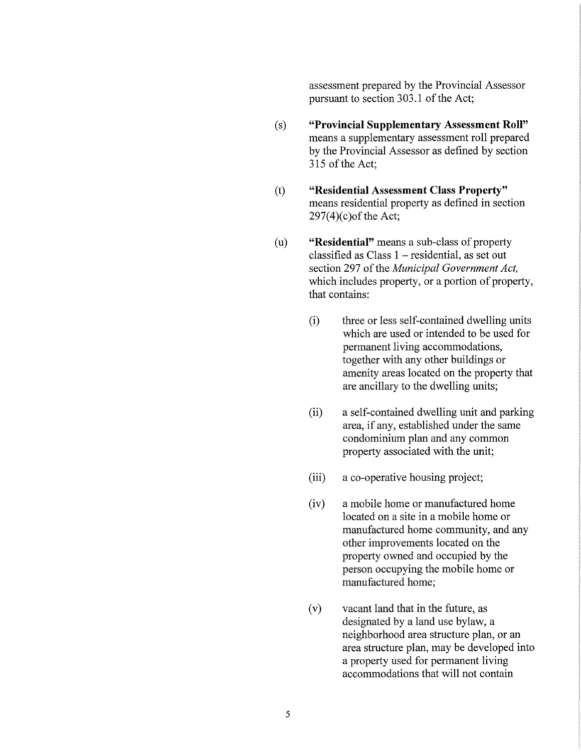assessment prepared by the Provincial Assessor pursuant to section 303.1 of the Act;

(s) **"Provincial Supplementary Assessment Roll"** means a supplementary assessment roll prepared by the Provincial Assessor as defined by section 315 of the Act;

(t) **"Residential Assessment Class Property"** means residential property as defined in section 297(4)(c)of the Act;

(u) **"Residential"** means a sub-class of property classified as Class 1 – residential, as set out section 297 of the *Municipal Government Act,* which includes property, or a portion of property, that contains:

(i) three or less self-contained dwelling units which are used or intended to be used for permanent living accommodations, together with any other buildings or amenity areas located on the property that are ancillary to the dwelling units;

(ii) a self-contained dwelling unit and parking area, if any, established under the same condominium plan and any common property associated with the unit;

(iii) a co-operative housing project;

(iv) a mobile home or manufactured home located on a site in a mobile home or manufactured home community, and any other improvements located on the property owned and occupied by the person occupying the mobile home or manufactured home;

(v) vacant land that in the future, as designated by a land use bylaw, a neighborhood area structure plan, or an area structure plan, may be developed into a property used for permanent living accommodations that will not contain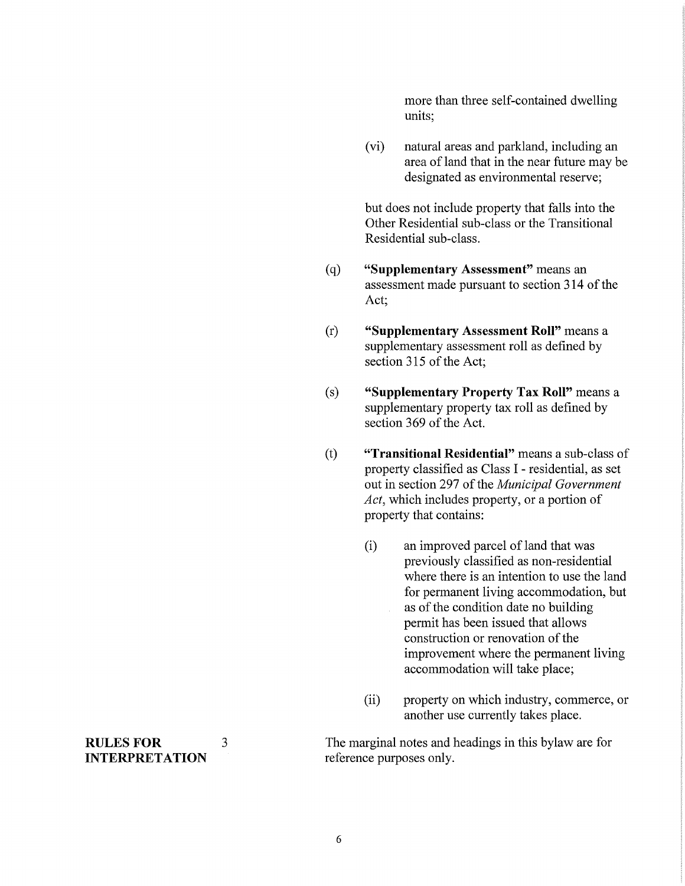more than three self-contained dwelling units;

(vi) natural areas and parkland, including an area of land that in the near future may be designated as environmental reserve;

but does not include property that falls into the Other Residential sub-class or the Transitional Residential sub-class.

(q) **"Supplementary Assessment"** means an assessment made pursuant to section 314 of the Act;

(r) **"Supplementary Assessment Roll"** means a supplementary assessment roll as defined by section 315 of the Act;

(s) **"Supplementary Property Tax Roll"** means a supplementary property tax roll as defined by section 369 of the Act.

(t) **"Transitional Residential"** means a sub-class of property classified as Class I - residential, as set out in section 297 of the *Municipal Government Act*, which includes property, or a portion of property that contains:

(i) an improved parcel of land that was previously classified as non-residential where there is an intention to use the land for permanent living accommodation, but as of the condition date no building permit has been issued that allows construction or renovation of the improvement where the permanent living accommodation will take place;

(ii) property on which industry, commerce, or another use currently takes place.

**RULES FOR INTERPRETATION**

3 The marginal notes and headings in this bylaw are for reference purposes only.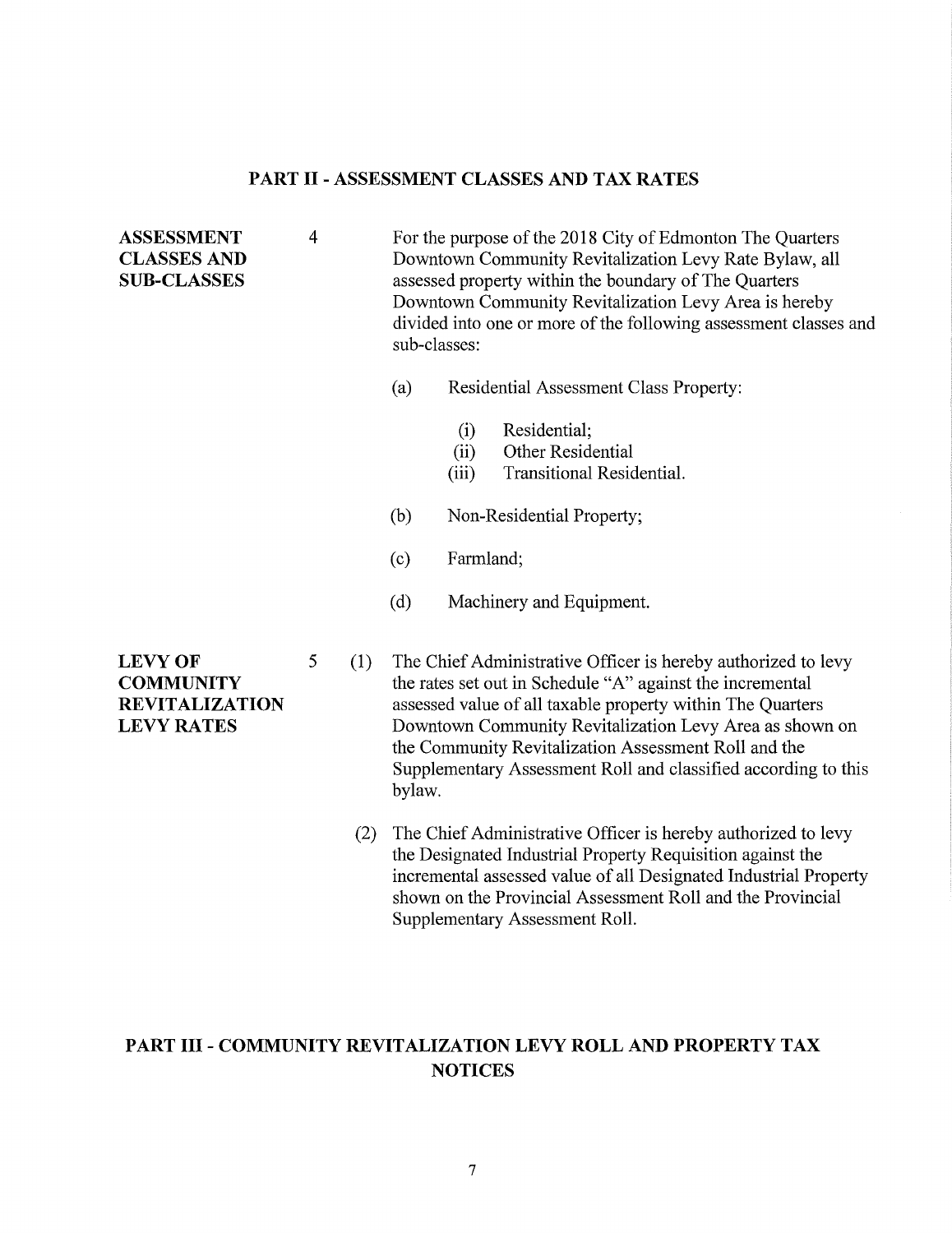## PART II - ASSESSMENT CLASSES AND TAX RATES

**ASSESSMENT CLASSES AND SUB-CLASSES**

4 For the purpose of the 2018 City of Edmonton The Quarters Downtown Community Revitalization Levy Rate Bylaw, all assessed property within the boundary of The Quarters Downtown Community Revitalization Levy Area is hereby divided into one or more of the following assessment classes and sub-classes:

(a) Residential Assessment Class Property:

(i) Residential;
(ii) Other Residential
(iii) Transitional Residential.

(b) Non-Residential Property;

(c) Farmland;

(d) Machinery and Equipment.

**LEVY OF COMMUNITY REVITALIZATION LEVY RATES**

5 (1) The Chief Administrative Officer is hereby authorized to levy the rates set out in Schedule "A" against the incremental assessed value of all taxable property within The Quarters Downtown Community Revitalization Levy Area as shown on the Community Revitalization Assessment Roll and the Supplementary Assessment Roll and classified according to this bylaw.

(2) The Chief Administrative Officer is hereby authorized to levy the Designated Industrial Property Requisition against the incremental assessed value of all Designated Industrial Property shown on the Provincial Assessment Roll and the Provincial Supplementary Assessment Roll.

## PART III - COMMUNITY REVITALIZATION LEVY ROLL AND PROPERTY TAX NOTICES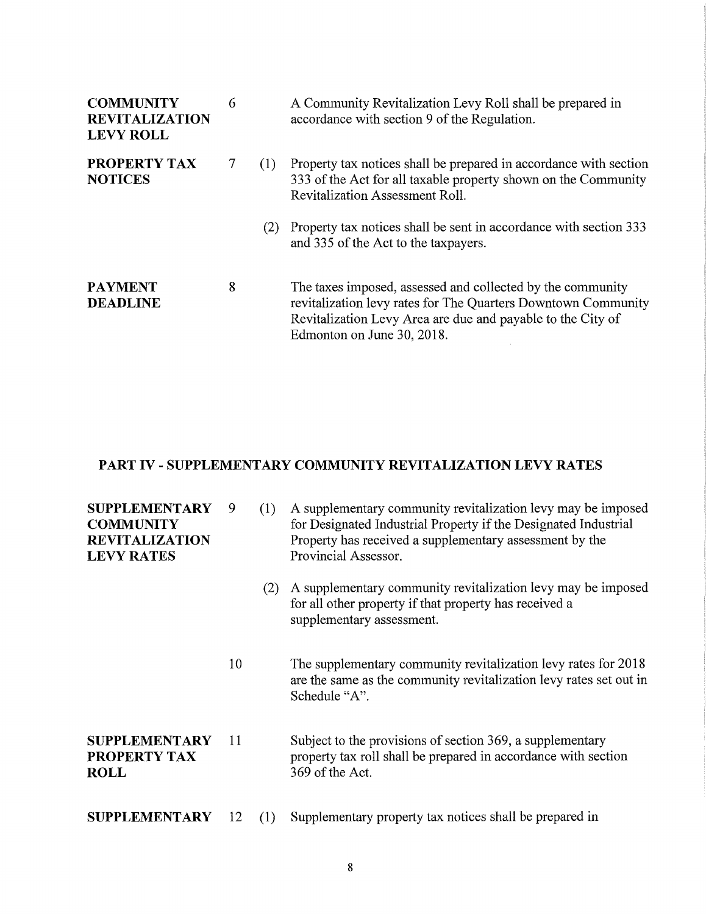**COMMUNITY REVITALIZATION LEVY ROLL**

6 A Community Revitalization Levy Roll shall be prepared in accordance with section 9 of the Regulation.

**PROPERTY TAX NOTICES**

7 (1) Property tax notices shall be prepared in accordance with section 333 of the Act for all taxable property shown on the Community Revitalization Assessment Roll.

(2) Property tax notices shall be sent in accordance with section 333 and 335 of the Act to the taxpayers.

**PAYMENT DEADLINE**

8 The taxes imposed, assessed and collected by the community revitalization levy rates for The Quarters Downtown Community Revitalization Levy Area are due and payable to the City of Edmonton on June 30, 2018.

## PART IV - SUPPLEMENTARY COMMUNITY REVITALIZATION LEVY RATES

**SUPPLEMENTARY COMMUNITY REVITALIZATION LEVY RATES**

9 (1) A supplementary community revitalization levy may be imposed for Designated Industrial Property if the Designated Industrial Property has received a supplementary assessment by the Provincial Assessor.

(2) A supplementary community revitalization levy may be imposed for all other property if that property has received a supplementary assessment.

10 The supplementary community revitalization levy rates for 2018 are the same as the community revitalization levy rates set out in Schedule "A".

**SUPPLEMENTARY PROPERTY TAX ROLL**

11 Subject to the provisions of section 369, a supplementary property tax roll shall be prepared in accordance with section 369 of the Act.

**SUPPLEMENTARY**

12 (1) Supplementary property tax notices shall be prepared in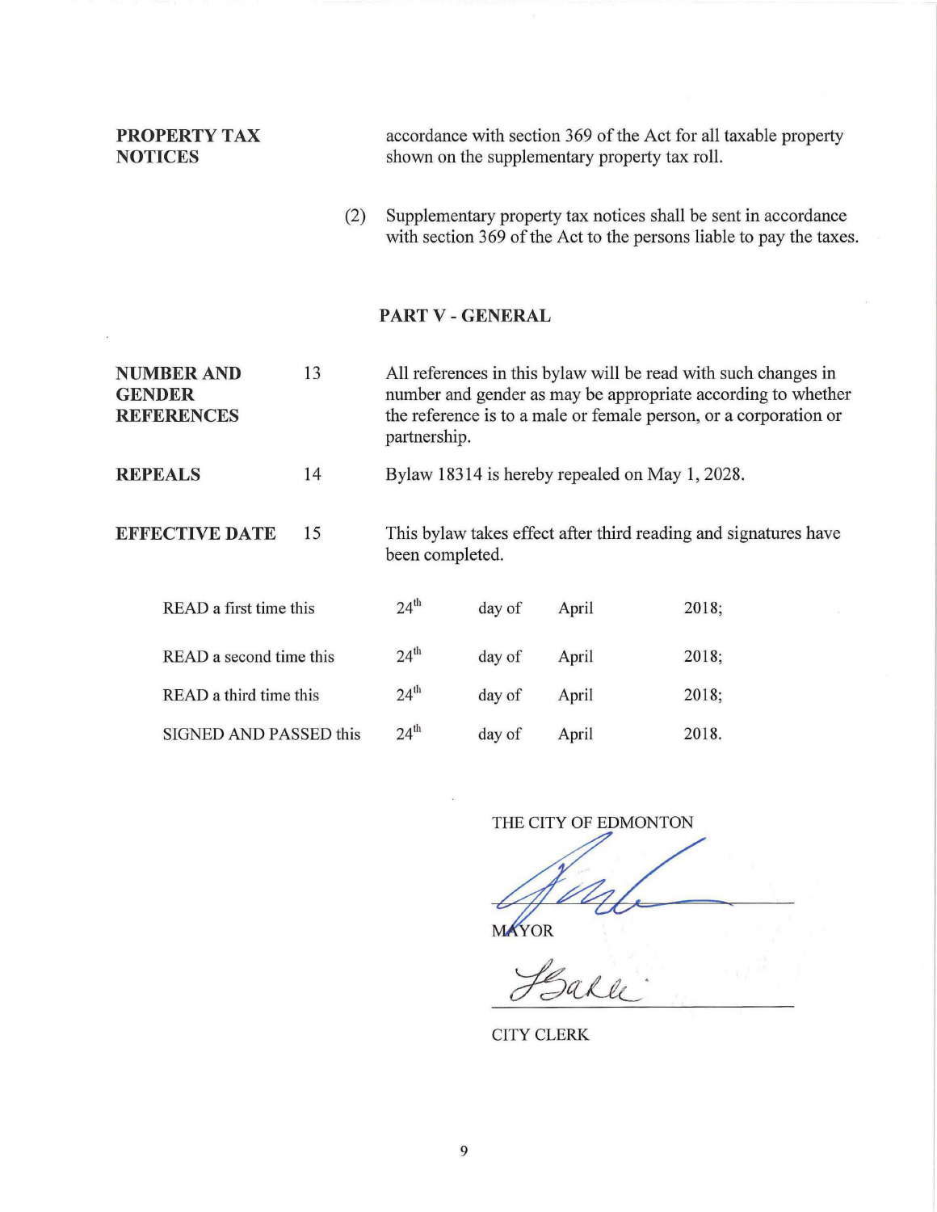**PROPERTY TAX NOTICES**

accordance with section 369 of the Act for all taxable property shown on the supplementary property tax roll.

(2) Supplementary property tax notices shall be sent in accordance with section 369 of the Act to the persons liable to pay the taxes.

## PART V - GENERAL

**NUMBER AND GENDER REFERENCES** 13 All references in this bylaw will be read with such changes in number and gender as may be appropriate according to whether the reference is to a male or female person, or a corporation or partnership.

**REPEALS** 14 Bylaw 18314 is hereby repealed on May 1, 2028.

**EFFECTIVE DATE** 15 This bylaw takes effect after third reading and signatures have been completed.

| | | | | |
|---|---|---|---|---|
| READ a first time this | 24th | day of | April | 2018; |
| READ a second time this | 24th | day of | April | 2018; |
| READ a third time this | 24th | day of | April | 2018; |
| SIGNED AND PASSED this | 24th | day of | April | 2018. |

THE CITY OF EDMONTON

MAYOR

CITY CLERK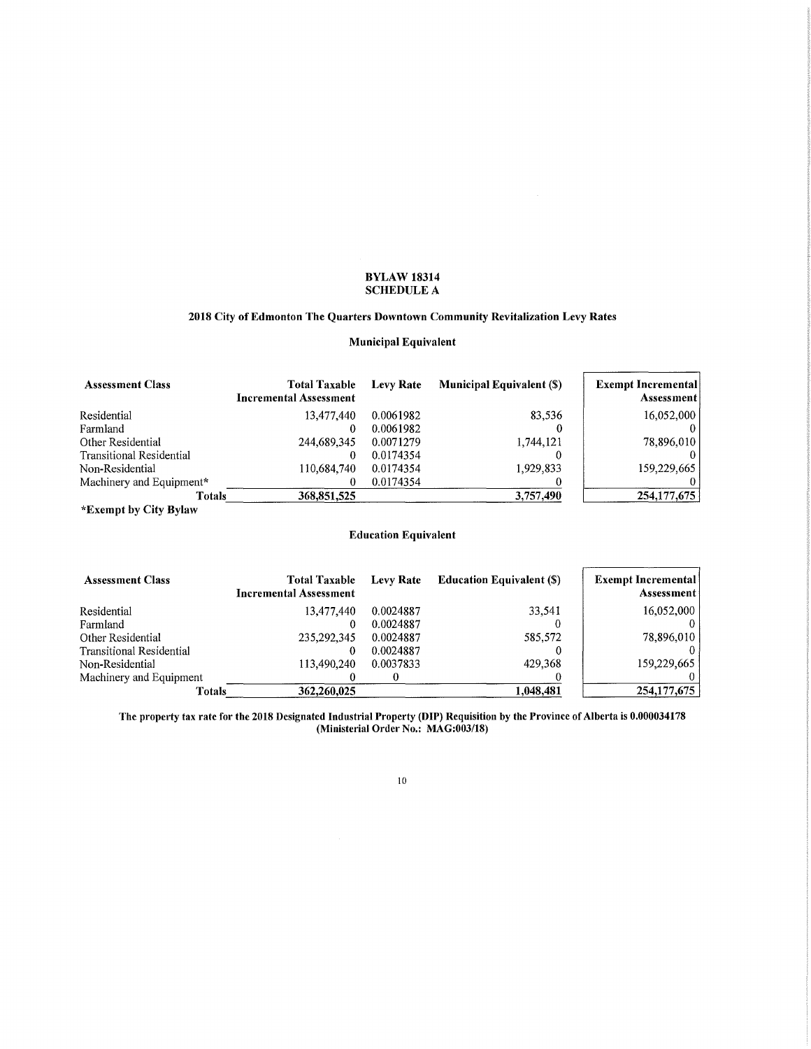**BYLAW 18314**
**SCHEDULE A**

**2018 City of Edmonton The Quarters Downtown Community Revitalization Levy Rates**

**Municipal Equivalent**

| Assessment Class | Total Taxable Incremental Assessment | Levy Rate | Municipal Equivalent ($) | Exempt Incremental Assessment |
|---|---|---|---|---|
| Residential | 13,477,440 | 0.0061982 | 83,536 | 16,052,000 |
| Farmland | 0 | 0.0061982 | 0 | 0 |
| Other Residential | 244,689,345 | 0.0071279 | 1,744,121 | 78,896,010 |
| Transitional Residential | 0 | 0.0174354 | 0 | 0 |
| Non-Residential | 110,684,740 | 0.0174354 | 1,929,833 | 159,229,665 |
| Machinery and Equipment* | 0 | 0.0174354 | 0 | 0 |
| **Totals** | 368,851,525 | | 3,757,490 | 254,177,675 |

***Exempt by City Bylaw**

**Education Equivalent**

| Assessment Class | Total Taxable Incremental Assessment | Levy Rate | Education Equivalent ($) | Exempt Incremental Assessment |
|---|---|---|---|---|
| Residential | 13,477,440 | 0.0024887 | 33,541 | 16,052,000 |
| Farmland | 0 | 0.0024887 | 0 | 0 |
| Other Residential | 235,292,345 | 0.0024887 | 585,572 | 78,896,010 |
| Transitional Residential | 0 | 0.0024887 | 0 | 0 |
| Non-Residential | 113,490,240 | 0.0037833 | 429,368 | 159,229,665 |
| Machinery and Equipment | 0 | 0 | 0 | 0 |
| **Totals** | 362,260,025 | | 1,048,481 | 254,177,675 |

**The property tax rate for the 2018 Designated Industrial Property (DIP) Requisition by the Province of Alberta is 0.000034178 (Ministerial Order No.: MAG:003/18)**